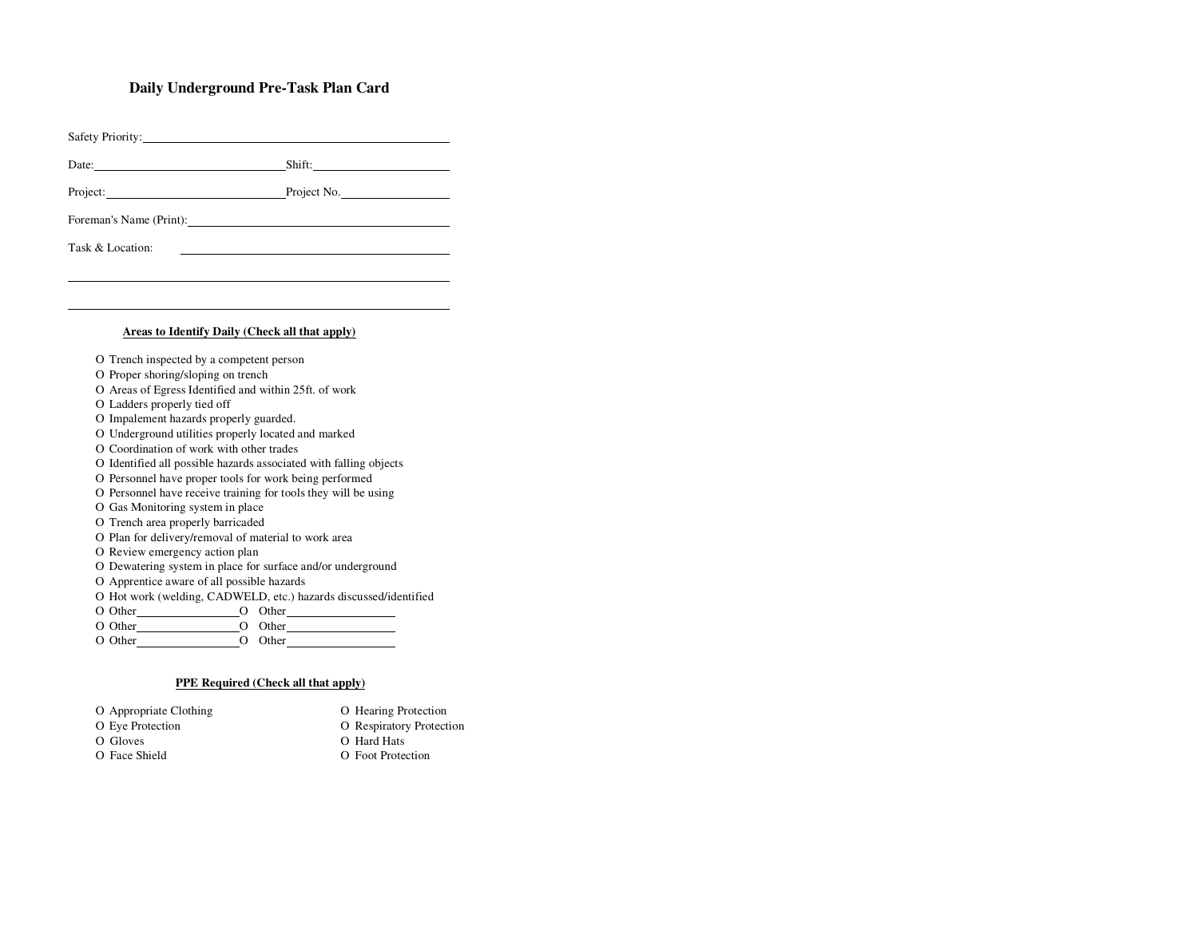# Daily Underground Pre-Task Plan Card

Safety Priority: ____________________________________________

Date: ______________________ Shift: ________________

Project: ______________________ Project No. ______________

Foreman's Name (Print): ______________________________

Task & Location: ______________________________

____________________________________________

____________________________________________

**Areas to Identify Daily (Check all that apply)**

- O Trench inspected by a competent person
- O Proper shoring/sloping on trench
- O Areas of Egress Identified and within 25ft. of work
- O Ladders properly tied off
- O Impalement hazards properly guarded.
- O Underground utilities properly located and marked
- O Coordination of work with other trades
- O Identified all possible hazards associated with falling objects
- O Personnel have proper tools for work being performed
- O Personnel have receive training for tools they will be using
- O Gas Monitoring system in place
- O Trench area properly barricaded
- O Plan for delivery/removal of material to work area
- O Review emergency action plan
- O Dewatering system in place for surface and/or underground
- O Apprentice aware of all possible hazards
- O Hot work (welding, CADWELD, etc.) hazards discussed/identified
- O Other______________ O Other______________
- O Other______________ O Other______________
- O Other______________ O Other______________

**PPE Required (Check all that apply)**

- O Appropriate Clothing
- O Eye Protection
- O Gloves
- O Face Shield
- O Hearing Protection
- O Respiratory Protection
- O Hard Hats
- O Foot Protection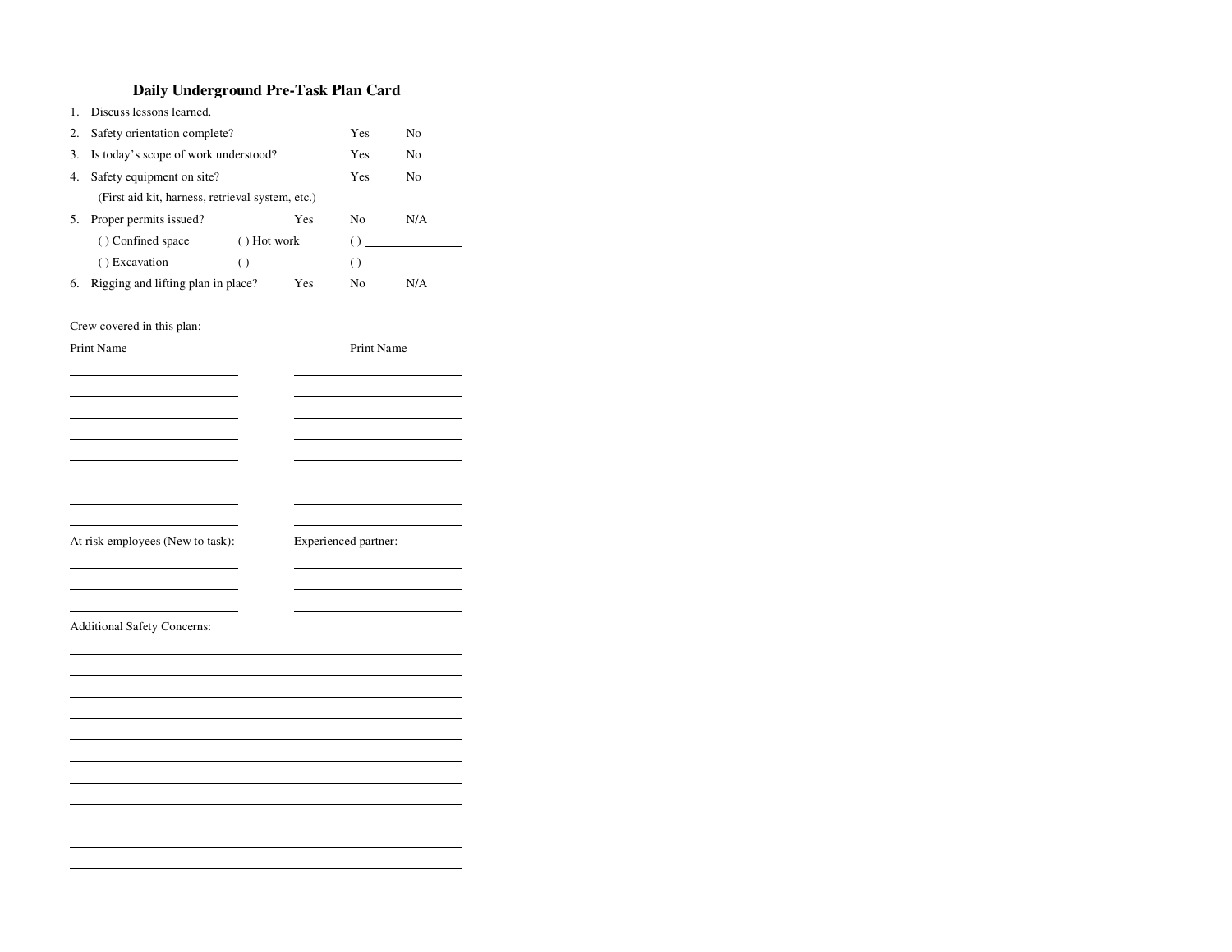# Daily Underground Pre-Task Plan Card

1. Discuss lessons learned.
2. Safety orientation complete? Yes No
3. Is today's scope of work understood? Yes No
4. Safety equipment on site? Yes No
   (First aid kit, harness, retrieval system, etc.)
5. Proper permits issued? Yes No N/A
   ( ) Confined space ( ) Hot work ( ) ______________
   ( ) Excavation ( ) ______________ ( ) ______________
6. Rigging and lifting plan in place? Yes No N/A

Crew covered in this plan:

| Print Name | Print Name |
| --- | --- |
| | |
| | |
| | |
| | |
| | |
| | |
| | |
| | |

| At risk employees (New to task): | Experienced partner: |
| --- | --- |
| | |
| | |
| | |

Additional Safety Concerns:

______________________________________________

______________________________________________

______________________________________________

______________________________________________

______________________________________________

______________________________________________

______________________________________________

______________________________________________

______________________________________________

______________________________________________

______________________________________________